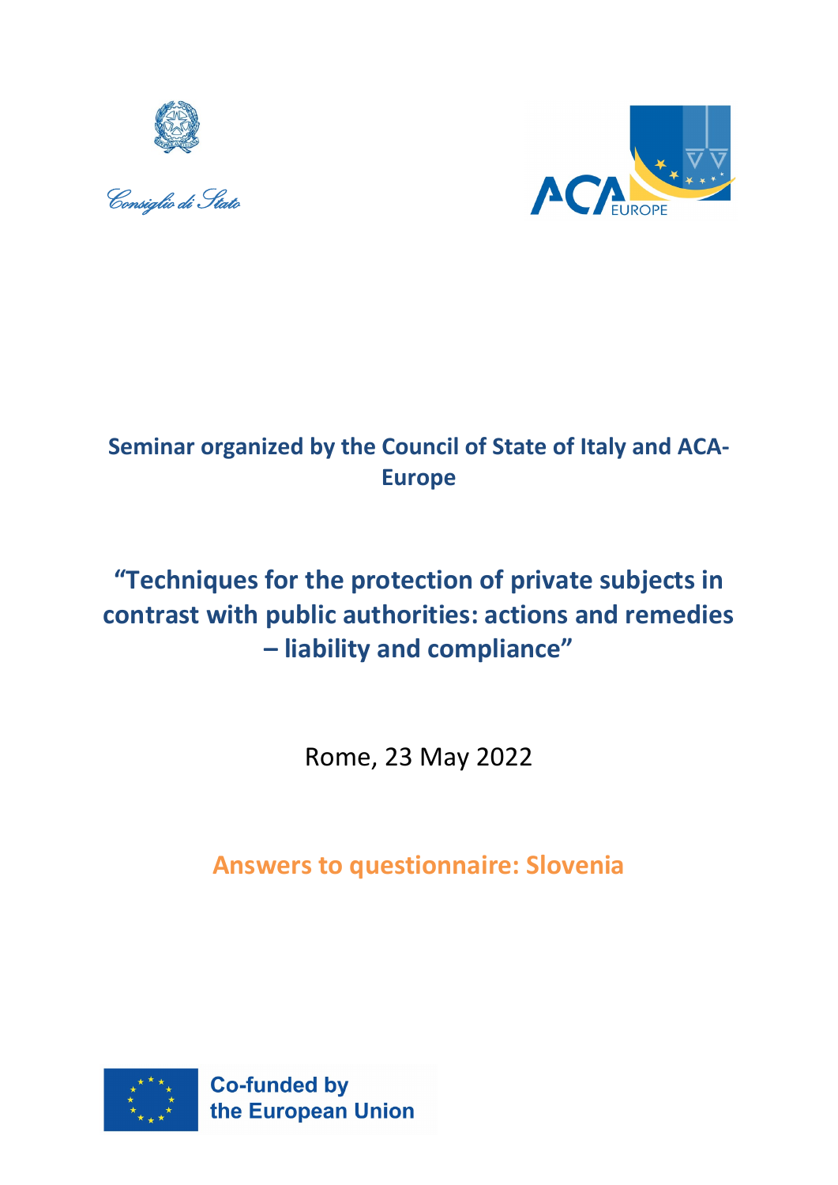Consiglio di Stato

ACA EUROPE

**Seminar organized by the Council of State of Italy and ACA-Europe**

# "Techniques for the protection of private subjects in contrast with public authorities: actions and remedies – liability and compliance"

Rome, 23 May 2022

## Answers to questionnaire: Slovenia

Co-funded by the European Union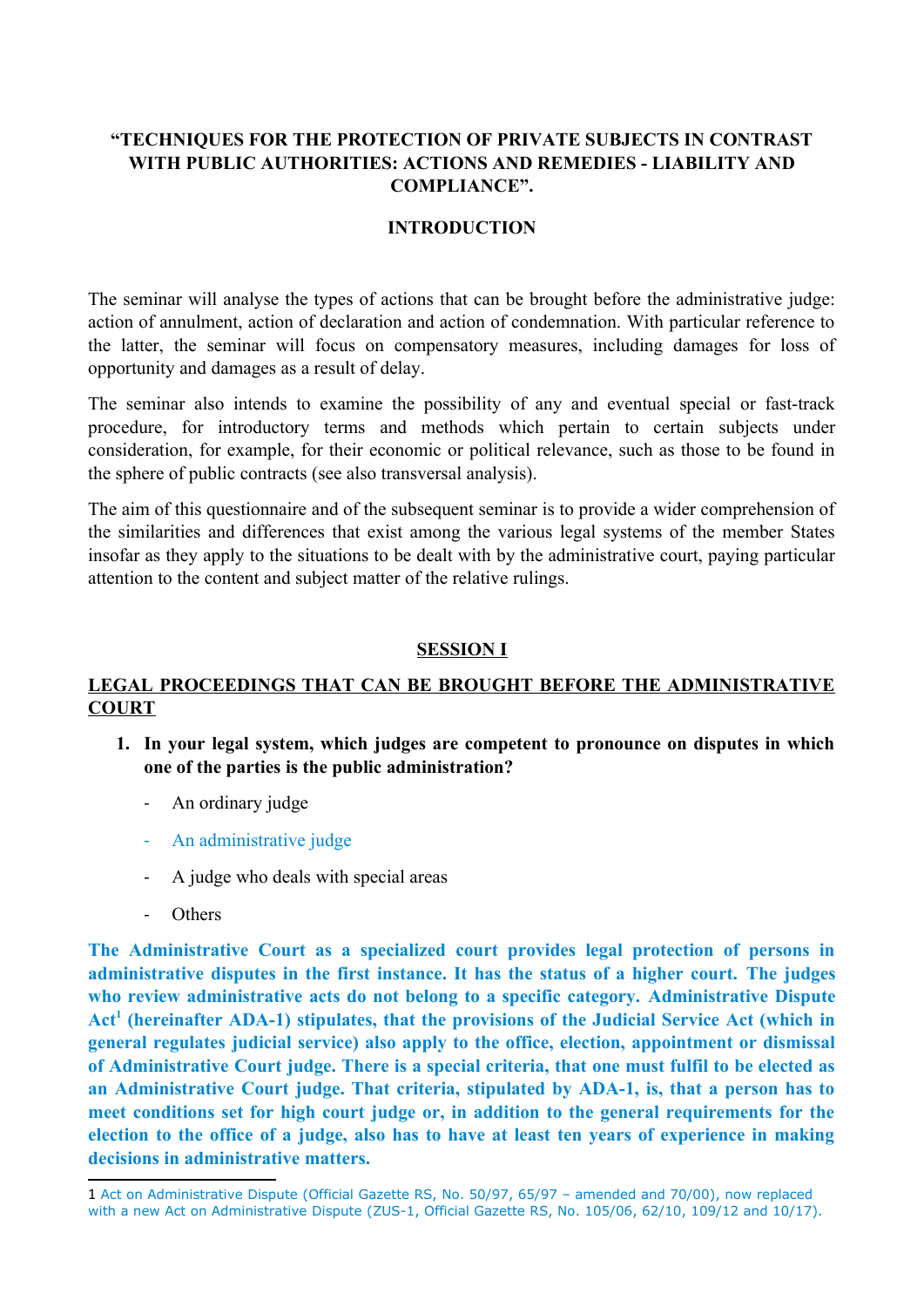**"TECHNIQUES FOR THE PROTECTION OF PRIVATE SUBJECTS IN CONTRAST WITH PUBLIC AUTHORITIES: ACTIONS AND REMEDIES - LIABILITY AND COMPLIANCE".**

**INTRODUCTION**

The seminar will analyse the types of actions that can be brought before the administrative judge: action of annulment, action of declaration and action of condemnation. With particular reference to the latter, the seminar will focus on compensatory measures, including damages for loss of opportunity and damages as a result of delay.

The seminar also intends to examine the possibility of any and eventual special or fast-track procedure, for introductory terms and methods which pertain to certain subjects under consideration, for example, for their economic or political relevance, such as those to be found in the sphere of public contracts (see also transversal analysis).

The aim of this questionnaire and of the subsequent seminar is to provide a wider comprehension of the similarities and differences that exist among the various legal systems of the member States insofar as they apply to the situations to be dealt with by the administrative court, paying particular attention to the content and subject matter of the relative rulings.

## SESSION I

## LEGAL PROCEEDINGS THAT CAN BE BROUGHT BEFORE THE ADMINISTRATIVE COURT

1. **In your legal system, which judges are competent to pronounce on disputes in which one of the parties is the public administration?**

   - An ordinary judge
   - An administrative judge
   - A judge who deals with special areas
   - Others

**The Administrative Court as a specialized court provides legal protection of persons in administrative disputes in the first instance. It has the status of a higher court. The judges who review administrative acts do not belong to a specific category. Administrative Dispute Act[1] (hereinafter ADA-1) stipulates, that the provisions of the Judicial Service Act (which in general regulates judicial service) also apply to the office, election, appointment or dismissal of Administrative Court judge. There is a special criteria, that one must fulfil to be elected as an Administrative Court judge. That criteria, stipulated by ADA-1, is, that a person has to meet conditions set for high court judge or, in addition to the general requirements for the election to the office of a judge, also has to have at least ten years of experience in making decisions in administrative matters.**

[1] Act on Administrative Dispute (Official Gazette RS, No. 50/97, 65/97 – amended and 70/00), now replaced with a new Act on Administrative Dispute (ZUS-1, Official Gazette RS, No. 105/06, 62/10, 109/12 and 10/17).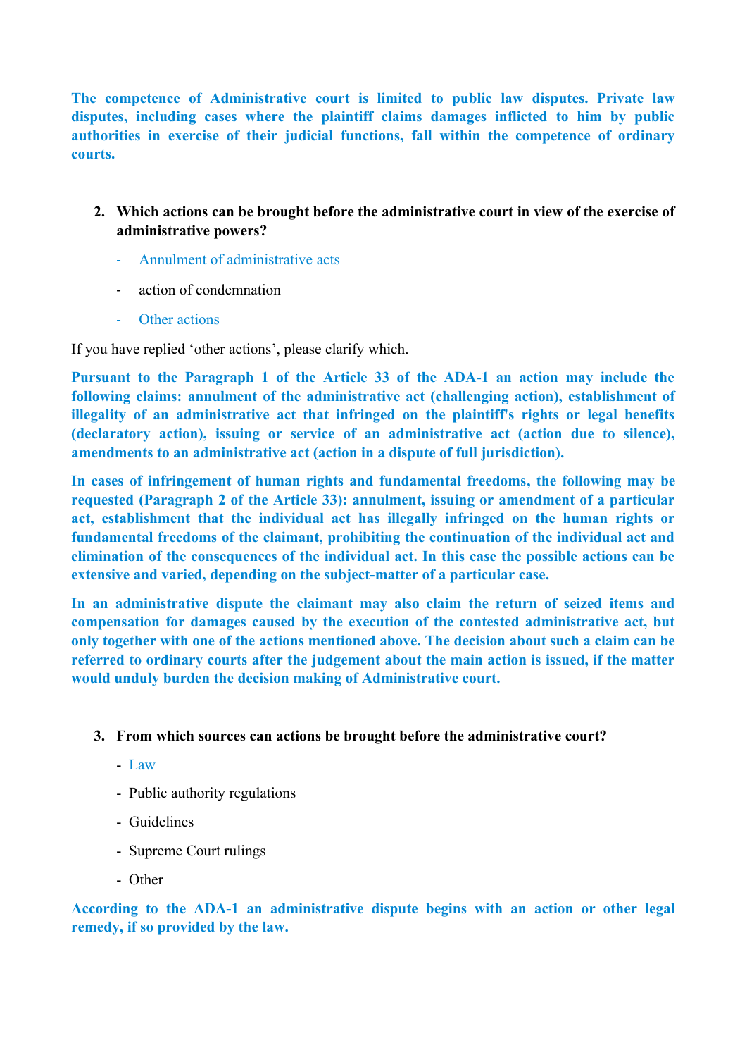**The competence of Administrative court is limited to public law disputes. Private law disputes, including cases where the plaintiff claims damages inflicted to him by public authorities in exercise of their judicial functions, fall within the competence of ordinary courts.**

2. **Which actions can be brought before the administrative court in view of the exercise of administrative powers?**

    - Annulment of administrative acts
    - action of condemnation
    - Other actions

If you have replied 'other actions', please clarify which.

**Pursuant to the Paragraph 1 of the Article 33 of the ADA-1 an action may include the following claims: annulment of the administrative act (challenging action), establishment of illegality of an administrative act that infringed on the plaintiff's rights or legal benefits (declaratory action), issuing or service of an administrative act (action due to silence), amendments to an administrative act (action in a dispute of full jurisdiction).**

**In cases of infringement of human rights and fundamental freedoms, the following may be requested (Paragraph 2 of the Article 33): annulment, issuing or amendment of a particular act, establishment that the individual act has illegally infringed on the human rights or fundamental freedoms of the claimant, prohibiting the continuation of the individual act and elimination of the consequences of the individual act. In this case the possible actions can be extensive and varied, depending on the subject-matter of a particular case.**

**In an administrative dispute the claimant may also claim the return of seized items and compensation for damages caused by the execution of the contested administrative act, but only together with one of the actions mentioned above. The decision about such a claim can be referred to ordinary courts after the judgement about the main action is issued, if the matter would unduly burden the decision making of Administrative court.**

3. **From which sources can actions be brought before the administrative court?**

    - Law
    - Public authority regulations
    - Guidelines
    - Supreme Court rulings
    - Other

**According to the ADA-1 an administrative dispute begins with an action or other legal remedy, if so provided by the law.**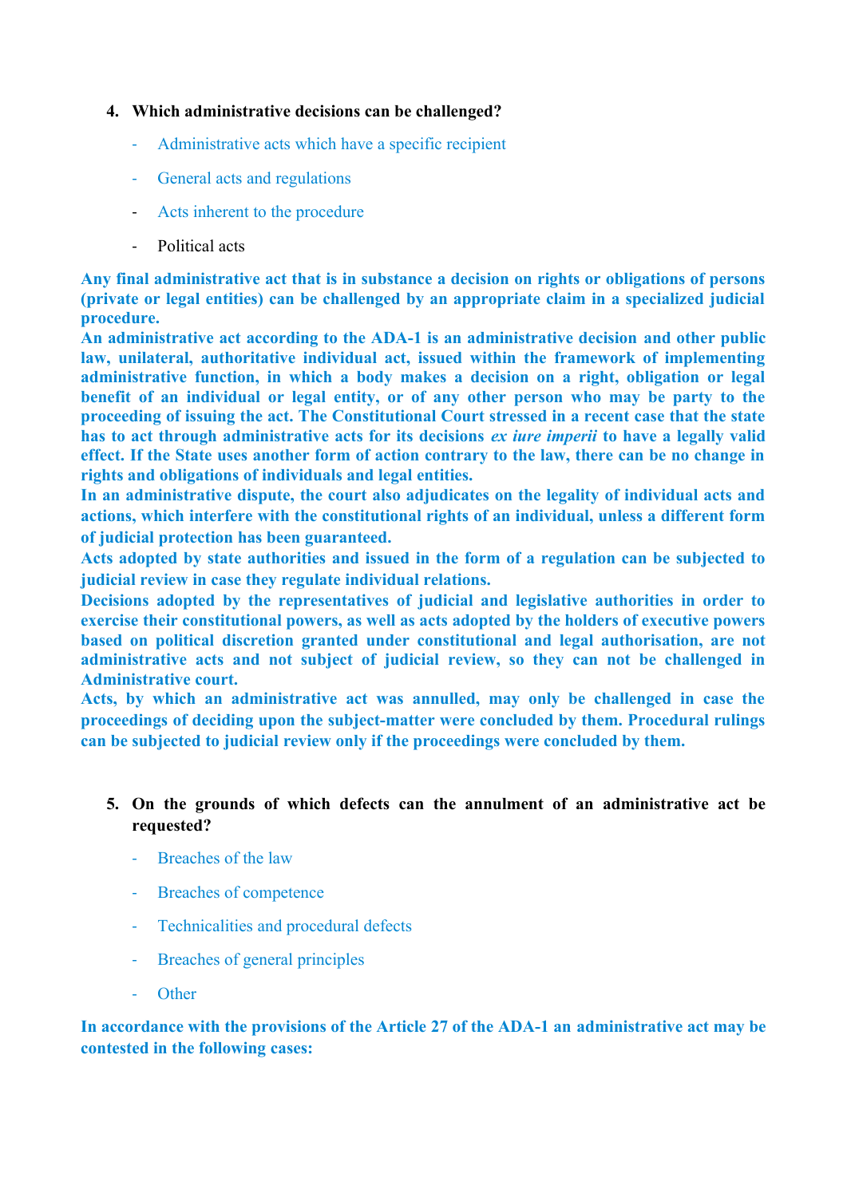4. **Which administrative decisions can be challenged?**

    - Administrative acts which have a specific recipient
    - General acts and regulations
    - Acts inherent to the procedure
    - Political acts

**Any final administrative act that is in substance a decision on rights or obligations of persons (private or legal entities) can be challenged by an appropriate claim in a specialized judicial procedure.**

**An administrative act according to the ADA-1 is an administrative decision and other public law, unilateral, authoritative individual act, issued within the framework of implementing administrative function, in which a body makes a decision on a right, obligation or legal benefit of an individual or legal entity, or of any other person who may be party to the proceeding of issuing the act. The Constitutional Court stressed in a recent case that the state has to act through administrative acts for its decisions *ex iure imperii* to have a legally valid effect. If the State uses another form of action contrary to the law, there can be no change in rights and obligations of individuals and legal entities.**

**In an administrative dispute, the court also adjudicates on the legality of individual acts and actions, which interfere with the constitutional rights of an individual, unless a different form of judicial protection has been guaranteed.**

**Acts adopted by state authorities and issued in the form of a regulation can be subjected to judicial review in case they regulate individual relations.**

**Decisions adopted by the representatives of judicial and legislative authorities in order to exercise their constitutional powers, as well as acts adopted by the holders of executive powers based on political discretion granted under constitutional and legal authorisation, are not administrative acts and not subject of judicial review, so they can not be challenged in Administrative court.**

**Acts, by which an administrative act was annulled, may only be challenged in case the proceedings of deciding upon the subject-matter were concluded by them. Procedural rulings can be subjected to judicial review only if the proceedings were concluded by them.**

5. **On the grounds of which defects can the annulment of an administrative act be requested?**

    - Breaches of the law
    - Breaches of competence
    - Technicalities and procedural defects
    - Breaches of general principles
    - Other

**In accordance with the provisions of the Article 27 of the ADA-1 an administrative act may be contested in the following cases:**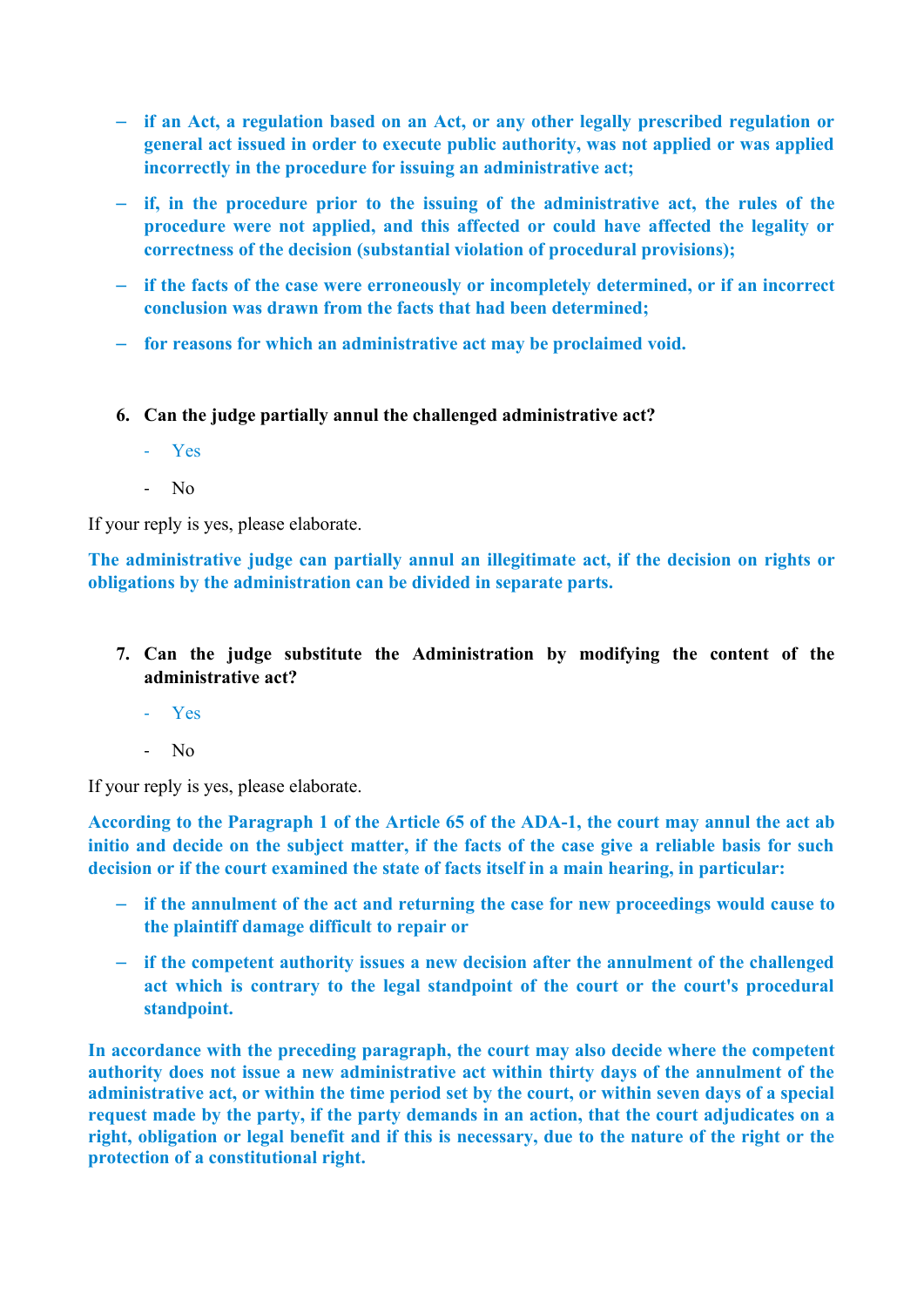- **if an Act, a regulation based on an Act, or any other legally prescribed regulation or general act issued in order to execute public authority, was not applied or was applied incorrectly in the procedure for issuing an administrative act;**
- **if, in the procedure prior to the issuing of the administrative act, the rules of the procedure were not applied, and this affected or could have affected the legality or correctness of the decision (substantial violation of procedural provisions);**
- **if the facts of the case were erroneously or incompletely determined, or if an incorrect conclusion was drawn from the facts that had been determined;**
- **for reasons for which an administrative act may be proclaimed void.**

6. **Can the judge partially annul the challenged administrative act?**
   - Yes
   - No

If your reply is yes, please elaborate.

**The administrative judge can partially annul an illegitimate act, if the decision on rights or obligations by the administration can be divided in separate parts.**

7. **Can the judge substitute the Administration by modifying the content of the administrative act?**
   - Yes
   - No

If your reply is yes, please elaborate.

**According to the Paragraph 1 of the Article 65 of the ADA-1, the court may annul the act ab initio and decide on the subject matter, if the facts of the case give a reliable basis for such decision or if the court examined the state of facts itself in a main hearing, in particular:**

- **if the annulment of the act and returning the case for new proceedings would cause to the plaintiff damage difficult to repair or**
- **if the competent authority issues a new decision after the annulment of the challenged act which is contrary to the legal standpoint of the court or the court's procedural standpoint.**

**In accordance with the preceding paragraph, the court may also decide where the competent authority does not issue a new administrative act within thirty days of the annulment of the administrative act, or within the time period set by the court, or within seven days of a special request made by the party, if the party demands in an action, that the court adjudicates on a right, obligation or legal benefit and if this is necessary, due to the nature of the right or the protection of a constitutional right.**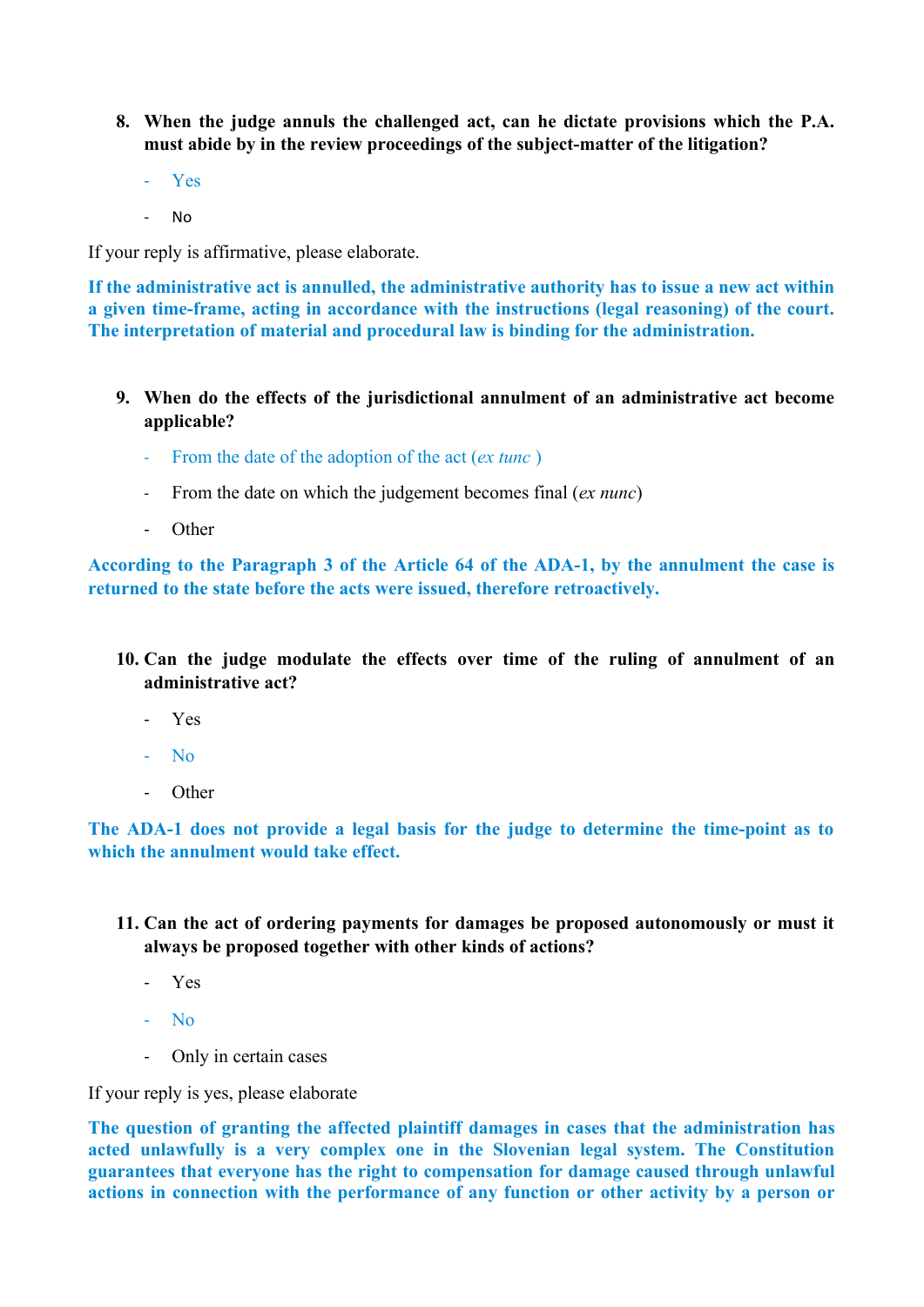8. **When the judge annuls the challenged act, can he dictate provisions which the P.A. must abide by in the review proceedings of the subject-matter of the litigation?**

   - Yes
   - No

If your reply is affirmative, please elaborate.

**If the administrative act is annulled, the administrative authority has to issue a new act within a given time-frame, acting in accordance with the instructions (legal reasoning) of the court. The interpretation of material and procedural law is binding for the administration.**

9. **When do the effects of the jurisdictional annulment of an administrative act become applicable?**

   - From the date of the adoption of the act (*ex tunc* )
   - From the date on which the judgement becomes final (*ex nunc*)
   - Other

**According to the Paragraph 3 of the Article 64 of the ADA-1, by the annulment the case is returned to the state before the acts were issued, therefore retroactively.**

10. **Can the judge modulate the effects over time of the ruling of annulment of an administrative act?**

    - Yes
    - No
    - Other

**The ADA-1 does not provide a legal basis for the judge to determine the time-point as to which the annulment would take effect.**

11. **Can the act of ordering payments for damages be proposed autonomously or must it always be proposed together with other kinds of actions?**

    - Yes
    - No
    - Only in certain cases

If your reply is yes, please elaborate

**The question of granting the affected plaintiff damages in cases that the administration has acted unlawfully is a very complex one in the Slovenian legal system. The Constitution guarantees that everyone has the right to compensation for damage caused through unlawful actions in connection with the performance of any function or other activity by a person or**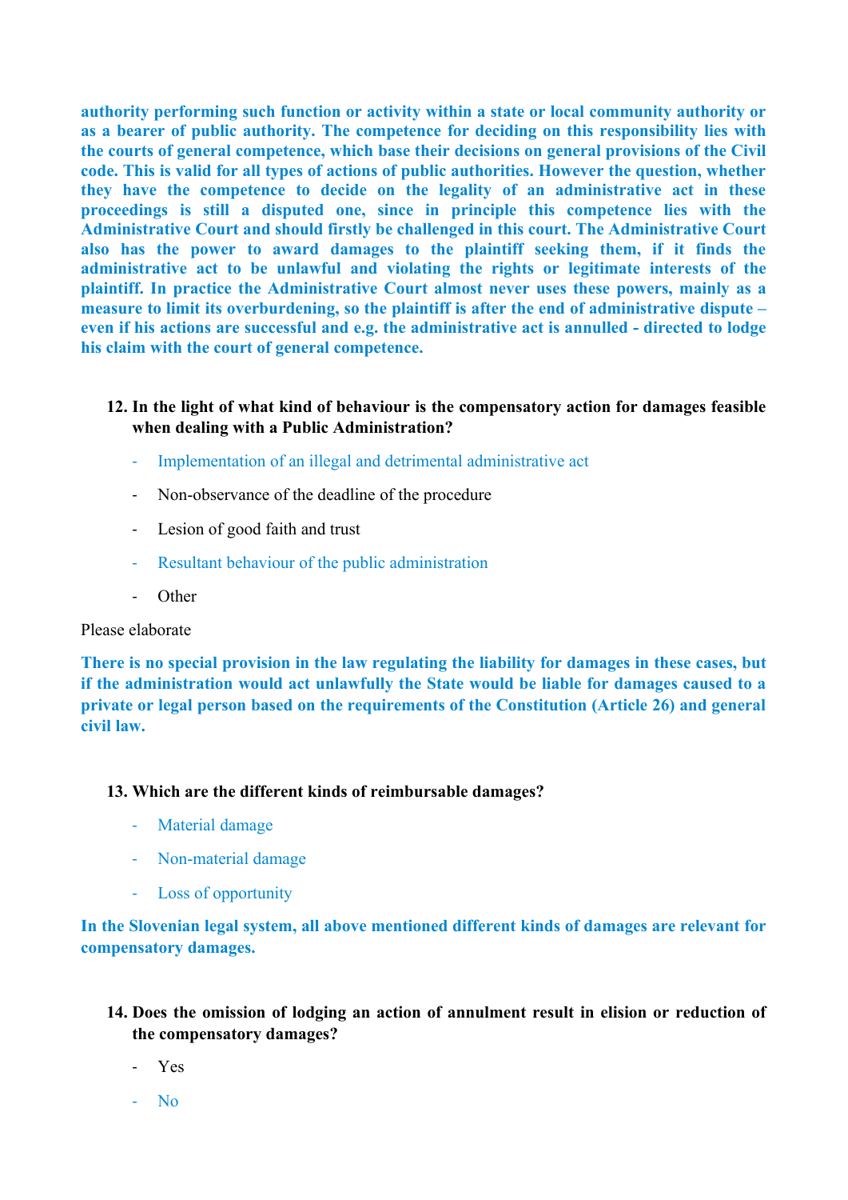**authority performing such function or activity within a state or local community authority or as a bearer of public authority. The competence for deciding on this responsibility lies with the courts of general competence, which base their decisions on general provisions of the Civil code. This is valid for all types of actions of public authorities. However the question, whether they have the competence to decide on the legality of an administrative act in these proceedings is still a disputed one, since in principle this competence lies with the Administrative Court and should firstly be challenged in this court. The Administrative Court also has the power to award damages to the plaintiff seeking them, if it finds the administrative act to be unlawful and violating the rights or legitimate interests of the plaintiff. In practice the Administrative Court almost never uses these powers, mainly as a measure to limit its overburdening, so the plaintiff is after the end of administrative dispute – even if his actions are successful and e.g. the administrative act is annulled - directed to lodge his claim with the court of general competence.**

12. **In the light of what kind of behaviour is the compensatory action for damages feasible when dealing with a Public Administration?**

    - Implementation of an illegal and detrimental administrative act
    - Non-observance of the deadline of the procedure
    - Lesion of good faith and trust
    - Resultant behaviour of the public administration
    - Other

Please elaborate

**There is no special provision in the law regulating the liability for damages in these cases, but if the administration would act unlawfully the State would be liable for damages caused to a private or legal person based on the requirements of the Constitution (Article 26) and general civil law.**

13. **Which are the different kinds of reimbursable damages?**

    - Material damage
    - Non-material damage
    - Loss of opportunity

**In the Slovenian legal system, all above mentioned different kinds of damages are relevant for compensatory damages.**

14. **Does the omission of lodging an action of annulment result in elision or reduction of the compensatory damages?**

    - Yes
    - No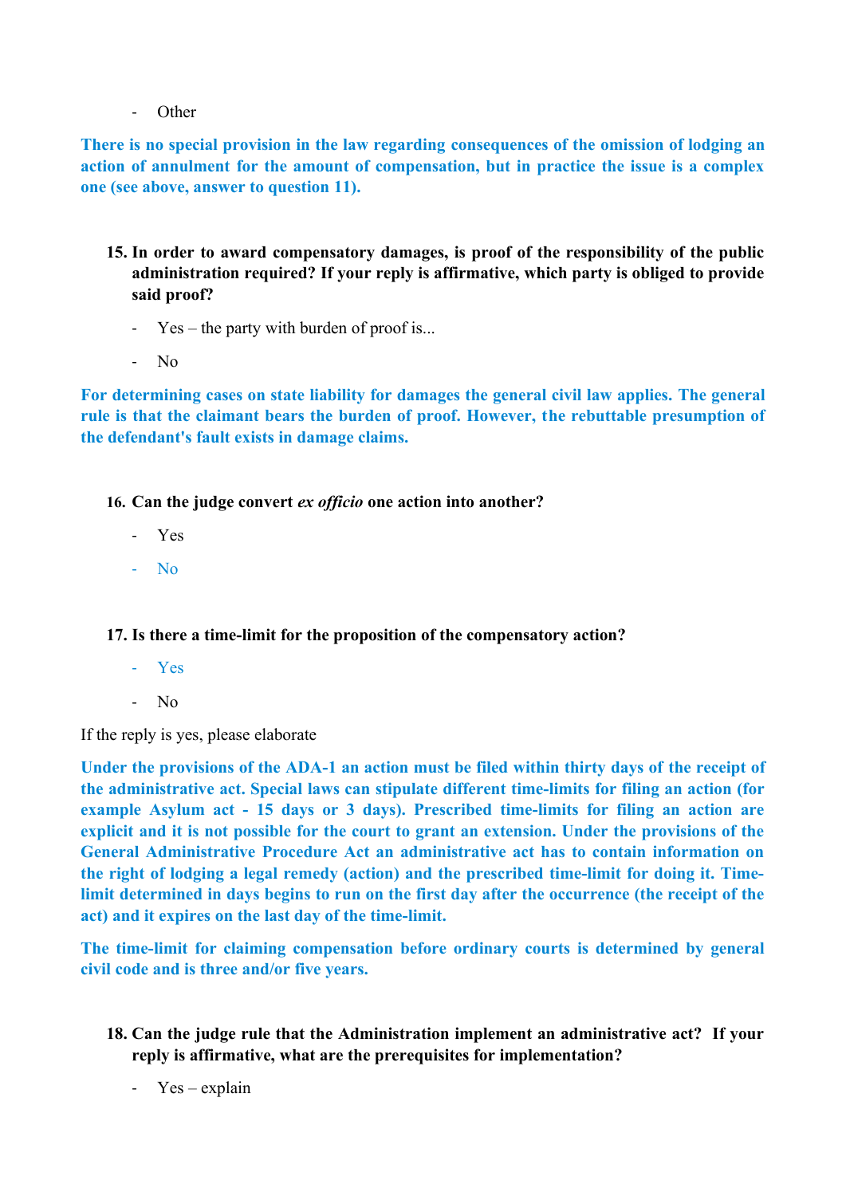- Other

**There is no special provision in the law regarding consequences of the omission of lodging an action of annulment for the amount of compensation, but in practice the issue is a complex one (see above, answer to question 11).**

15. **In order to award compensatory damages, is proof of the responsibility of the public administration required? If your reply is affirmative, which party is obliged to provide said proof?**

    - Yes – the party with burden of proof is...
    - No

**For determining cases on state liability for damages the general civil law applies. The general rule is that the claimant bears the burden of proof. However, the rebuttable presumption of the defendant's fault exists in damage claims.**

16. **Can the judge convert *ex officio* one action into another?**

    - Yes
    - No

17. **Is there a time-limit for the proposition of the compensatory action?**

    - Yes
    - No

If the reply is yes, please elaborate

**Under the provisions of the ADA-1 an action must be filed within thirty days of the receipt of the administrative act. Special laws can stipulate different time-limits for filing an action (for example Asylum act - 15 days or 3 days). Prescribed time-limits for filing an action are explicit and it is not possible for the court to grant an extension. Under the provisions of the General Administrative Procedure Act an administrative act has to contain information on the right of lodging a legal remedy (action) and the prescribed time-limit for doing it. Time-limit determined in days begins to run on the first day after the occurrence (the receipt of the act) and it expires on the last day of the time-limit.**

**The time-limit for claiming compensation before ordinary courts is determined by general civil code and is three and/or five years.**

18. **Can the judge rule that the Administration implement an administrative act? If your reply is affirmative, what are the prerequisites for implementation?**

    - Yes – explain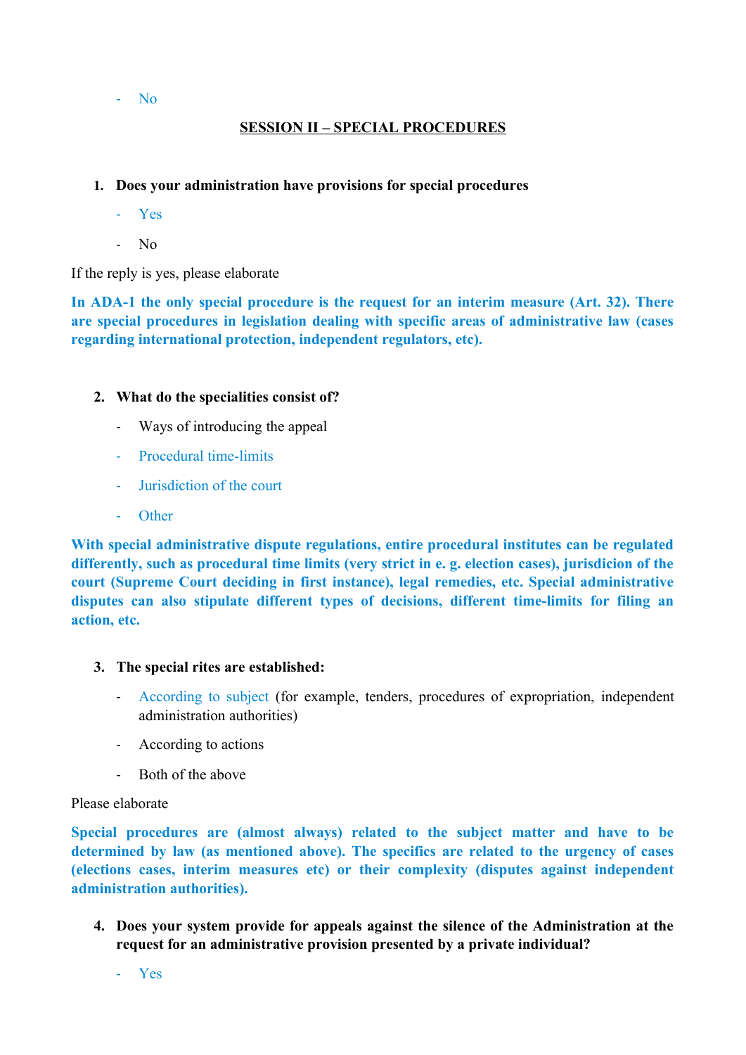- No

## SESSION II – SPECIAL PROCEDURES

1. **Does your administration have provisions for special procedures**

   - Yes
   - No

If the reply is yes, please elaborate

**In ADA-1 the only special procedure is the request for an interim measure (Art. 32). There are special procedures in legislation dealing with specific areas of administrative law (cases regarding international protection, independent regulators, etc).**

2. **What do the specialities consist of?**

   - Ways of introducing the appeal
   - Procedural time-limits
   - Jurisdiction of the court
   - Other

**With special administrative dispute regulations, entire procedural institutes can be regulated differently, such as procedural time limits (very strict in e. g. election cases), jurisdicion of the court (Supreme Court deciding in first instance), legal remedies, etc. Special administrative disputes can also stipulate different types of decisions, different time-limits for filing an action, etc.**

3. **The special rites are established:**

   - According to subject (for example, tenders, procedures of expropriation, independent administration authorities)
   - According to actions
   - Both of the above

Please elaborate

**Special procedures are (almost always) related to the subject matter and have to be determined by law (as mentioned above). The specifics are related to the urgency of cases (elections cases, interim measures etc) or their complexity (disputes against independent administration authorities).**

4. **Does your system provide for appeals against the silence of the Administration at the request for an administrative provision presented by a private individual?**

   - Yes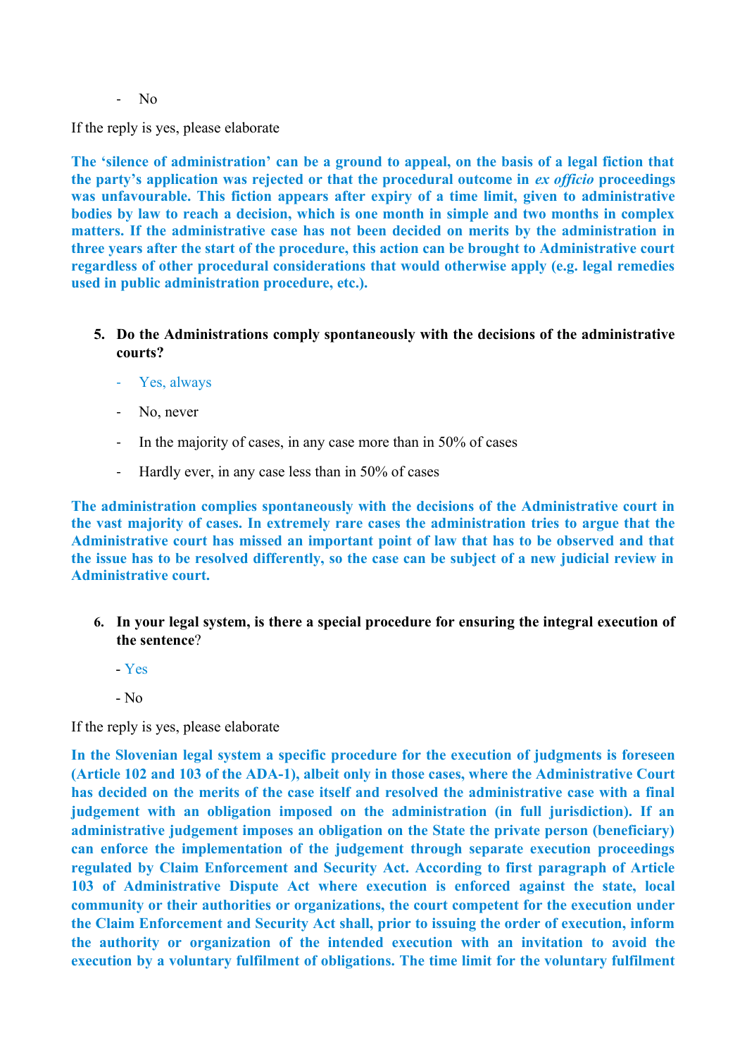- No

If the reply is yes, please elaborate

**The 'silence of administration' can be a ground to appeal, on the basis of a legal fiction that the party's application was rejected or that the procedural outcome in *ex officio* proceedings was unfavourable. This fiction appears after expiry of a time limit, given to administrative bodies by law to reach a decision, which is one month in simple and two months in complex matters. If the administrative case has not been decided on merits by the administration in three years after the start of the procedure, this action can be brought to Administrative court regardless of other procedural considerations that would otherwise apply (e.g. legal remedies used in public administration procedure, etc.).**

5. **Do the Administrations comply spontaneously with the decisions of the administrative courts?**

   - Yes, always
   - No, never
   - In the majority of cases, in any case more than in 50% of cases
   - Hardly ever, in any case less than in 50% of cases

**The administration complies spontaneously with the decisions of the Administrative court in the vast majority of cases. In extremely rare cases the administration tries to argue that the Administrative court has missed an important point of law that has to be observed and that the issue has to be resolved differently, so the case can be subject of a new judicial review in Administrative court.**

6. **In your legal system, is there a special procedure for ensuring the integral execution of the sentence**?

   - Yes
   - No

If the reply is yes, please elaborate

**In the Slovenian legal system a specific procedure for the execution of judgments is foreseen (Article 102 and 103 of the ADA-1), albeit only in those cases, where the Administrative Court has decided on the merits of the case itself and resolved the administrative case with a final judgement with an obligation imposed on the administration (in full jurisdiction). If an administrative judgement imposes an obligation on the State the private person (beneficiary) can enforce the implementation of the judgement through separate execution proceedings regulated by Claim Enforcement and Security Act. According to first paragraph of Article 103 of Administrative Dispute Act where execution is enforced against the state, local community or their authorities or organizations, the court competent for the execution under the Claim Enforcement and Security Act shall, prior to issuing the order of execution, inform the authority or organization of the intended execution with an invitation to avoid the execution by a voluntary fulfilment of obligations. The time limit for the voluntary fulfilment**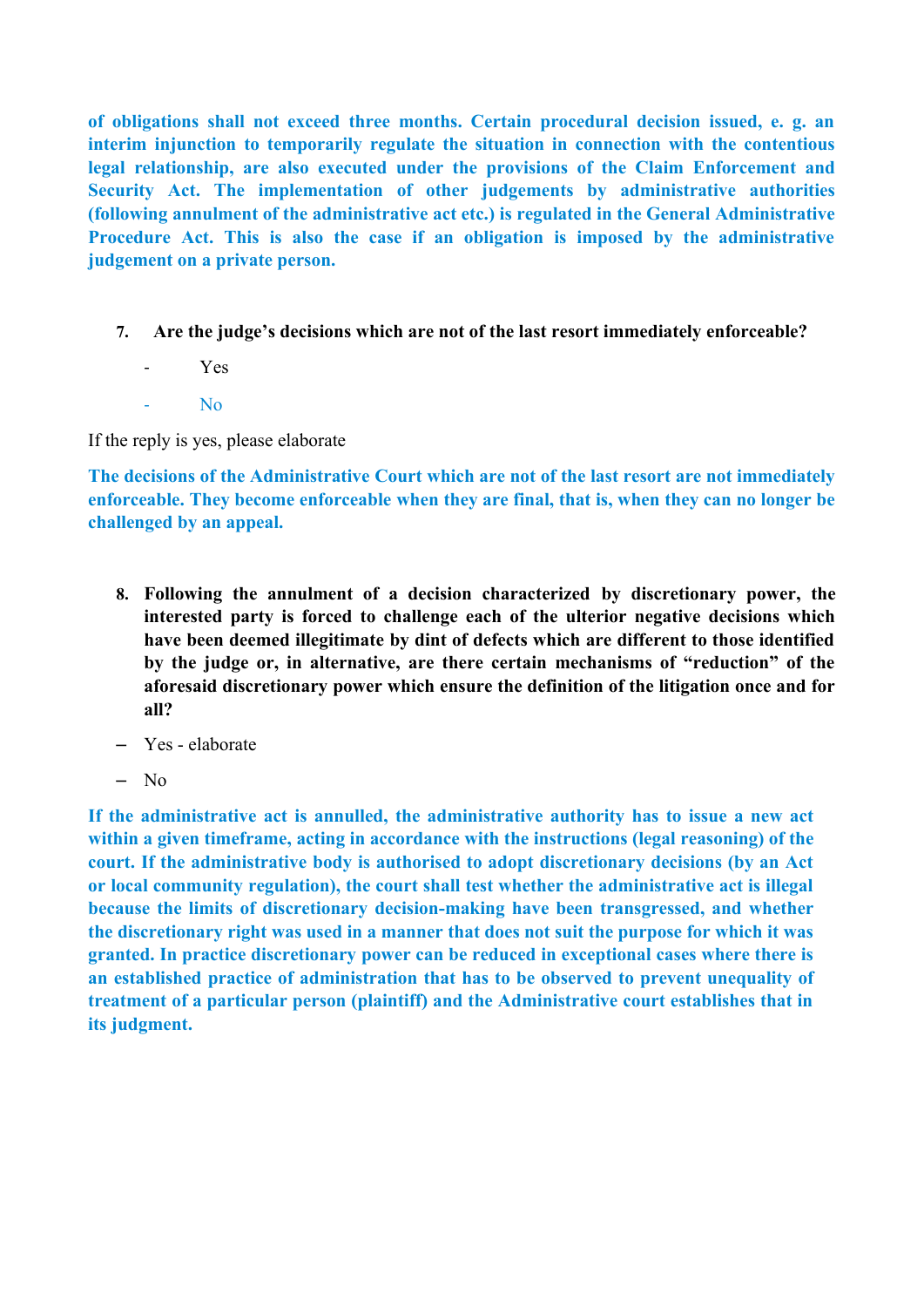**of obligations shall not exceed three months. Certain procedural decision issued, e. g. an interim injunction to temporarily regulate the situation in connection with the contentious legal relationship, are also executed under the provisions of the Claim Enforcement and Security Act. The implementation of other judgements by administrative authorities (following annulment of the administrative act etc.) is regulated in the General Administrative Procedure Act. This is also the case if an obligation is imposed by the administrative judgement on a private person.**

7. **Are the judge's decisions which are not of the last resort immediately enforceable?**

- Yes
- No

If the reply is yes, please elaborate

**The decisions of the Administrative Court which are not of the last resort are not immediately enforceable. They become enforceable when they are final, that is, when they can no longer be challenged by an appeal.**

8. **Following the annulment of a decision characterized by discretionary power, the interested party is forced to challenge each of the ulterior negative decisions which have been deemed illegitimate by dint of defects which are different to those identified by the judge or, in alternative, are there certain mechanisms of "reduction" of the aforesaid discretionary power which ensure the definition of the litigation once and for all?**

- Yes - elaborate
- No

**If the administrative act is annulled, the administrative authority has to issue a new act within a given timeframe, acting in accordance with the instructions (legal reasoning) of the court. If the administrative body is authorised to adopt discretionary decisions (by an Act or local community regulation), the court shall test whether the administrative act is illegal because the limits of discretionary decision-making have been transgressed, and whether the discretionary right was used in a manner that does not suit the purpose for which it was granted. In practice discretionary power can be reduced in exceptional cases where there is an established practice of administration that has to be observed to prevent unequality of treatment of a particular person (plaintiff) and the Administrative court establishes that in its judgment.**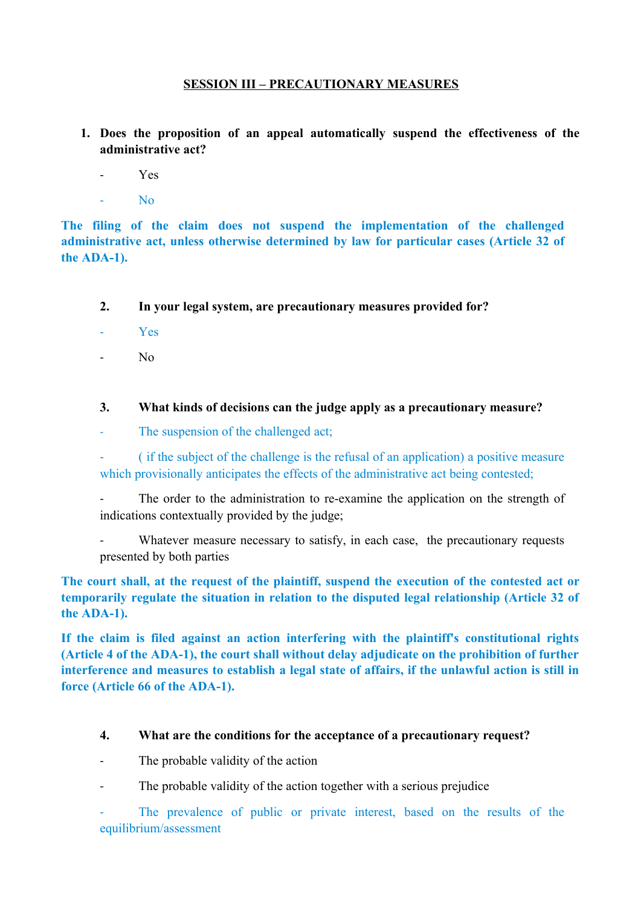## SESSION III – PRECAUTIONARY MEASURES

1. **Does the proposition of an appeal automatically suspend the effectiveness of the administrative act?**

- Yes
- No

**The filing of the claim does not suspend the implementation of the challenged administrative act, unless otherwise determined by law for particular cases (Article 32 of the ADA-1).**

2. **In your legal system, are precautionary measures provided for?**

- Yes
- No

3. **What kinds of decisions can the judge apply as a precautionary measure?**

- The suspension of the challenged act;
- ( if the subject of the challenge is the refusal of an application) a positive measure which provisionally anticipates the effects of the administrative act being contested;
- The order to the administration to re-examine the application on the strength of indications contextually provided by the judge;
- Whatever measure necessary to satisfy, in each case, the precautionary requests presented by both parties

**The court shall, at the request of the plaintiff, suspend the execution of the contested act or temporarily regulate the situation in relation to the disputed legal relationship (Article 32 of the ADA-1).**

**If the claim is filed against an action interfering with the plaintiff's constitutional rights (Article 4 of the ADA-1), the court shall without delay adjudicate on the prohibition of further interference and measures to establish a legal state of affairs, if the unlawful action is still in force (Article 66 of the ADA-1).**

4. **What are the conditions for the acceptance of a precautionary request?**

- The probable validity of the action
- The probable validity of the action together with a serious prejudice
- The prevalence of public or private interest, based on the results of the equilibrium/assessment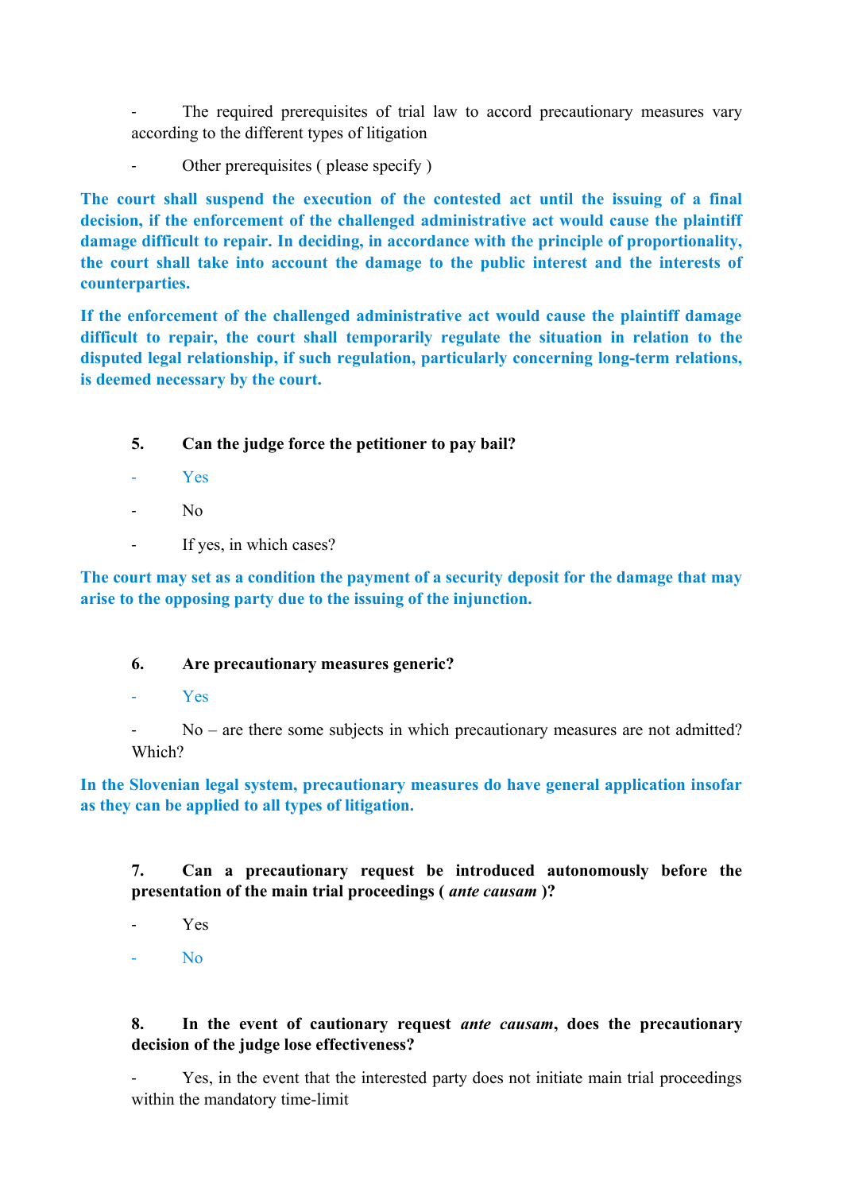- The required prerequisites of trial law to accord precautionary measures vary according to the different types of litigation

- Other prerequisites ( please specify )

**The court shall suspend the execution of the contested act until the issuing of a final decision, if the enforcement of the challenged administrative act would cause the plaintiff damage difficult to repair. In deciding, in accordance with the principle of proportionality, the court shall take into account the damage to the public interest and the interests of counterparties.**

**If the enforcement of the challenged administrative act would cause the plaintiff damage difficult to repair, the court shall temporarily regulate the situation in relation to the disputed legal relationship, if such regulation, particularly concerning long-term relations, is deemed necessary by the court.**

**5. Can the judge force the petitioner to pay bail?**

- Yes
- No
- If yes, in which cases?

**The court may set as a condition the payment of a security deposit for the damage that may arise to the opposing party due to the issuing of the injunction.**

**6. Are precautionary measures generic?**

- Yes
- No – are there some subjects in which precautionary measures are not admitted? Which?

**In the Slovenian legal system, precautionary measures do have general application insofar as they can be applied to all types of litigation.**

**7. Can a precautionary request be introduced autonomously before the presentation of the main trial proceedings (** ***ante causam*** **)?**

- Yes
- No

**8. In the event of cautionary request** ***ante causam*****, does the precautionary decision of the judge lose effectiveness?**

- Yes, in the event that the interested party does not initiate main trial proceedings within the mandatory time-limit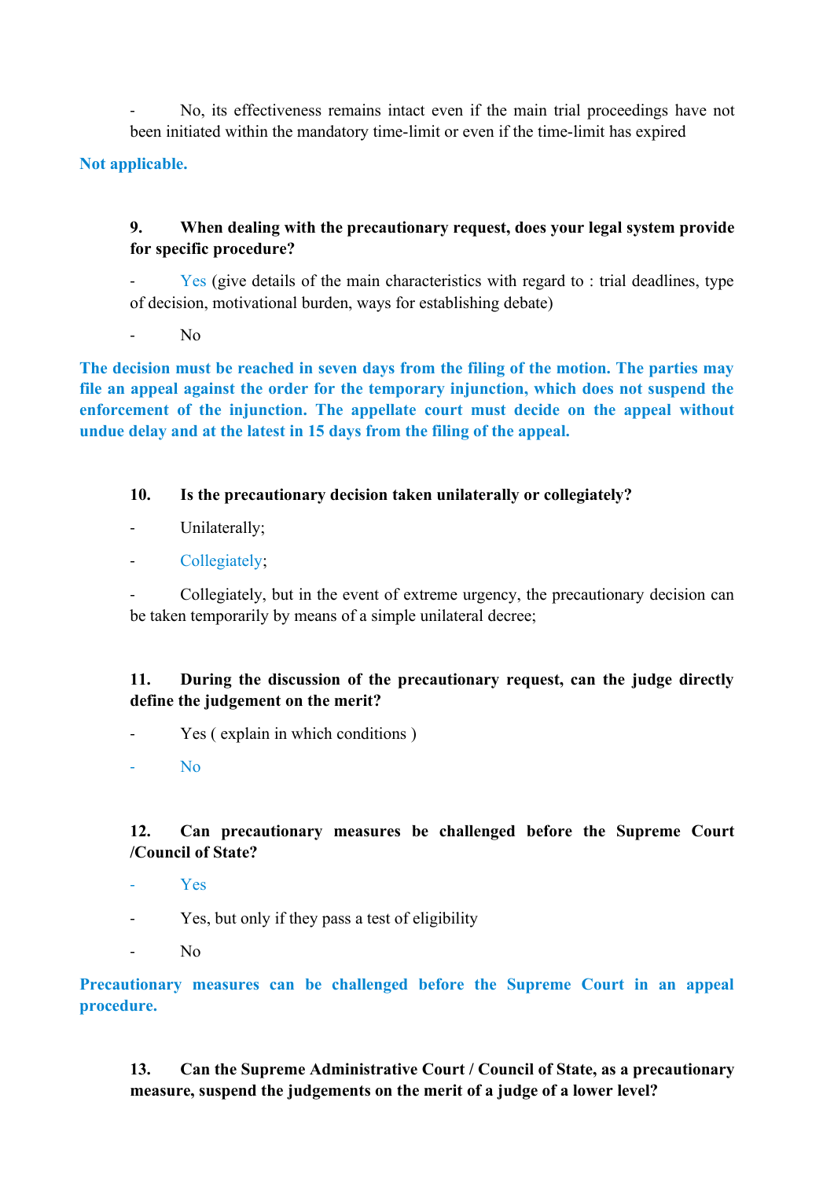- No, its effectiveness remains intact even if the main trial proceedings have not been initiated within the mandatory time-limit or even if the time-limit has expired

**Not applicable.**

**9. When dealing with the precautionary request, does your legal system provide for specific procedure?**

- Yes (give details of the main characteristics with regard to : trial deadlines, type of decision, motivational burden, ways for establishing debate)
- No

**The decision must be reached in seven days from the filing of the motion. The parties may file an appeal against the order for the temporary injunction, which does not suspend the enforcement of the injunction. The appellate court must decide on the appeal without undue delay and at the latest in 15 days from the filing of the appeal.**

**10. Is the precautionary decision taken unilaterally or collegiately?**

- Unilaterally;
- Collegiately;
- Collegiately, but in the event of extreme urgency, the precautionary decision can be taken temporarily by means of a simple unilateral decree;

**11. During the discussion of the precautionary request, can the judge directly define the judgement on the merit?**

- Yes ( explain in which conditions )
- No

**12. Can precautionary measures be challenged before the Supreme Court /Council of State?**

- Yes
- Yes, but only if they pass a test of eligibility
- No

**Precautionary measures can be challenged before the Supreme Court in an appeal procedure.**

**13. Can the Supreme Administrative Court / Council of State, as a precautionary measure, suspend the judgements on the merit of a judge of a lower level?**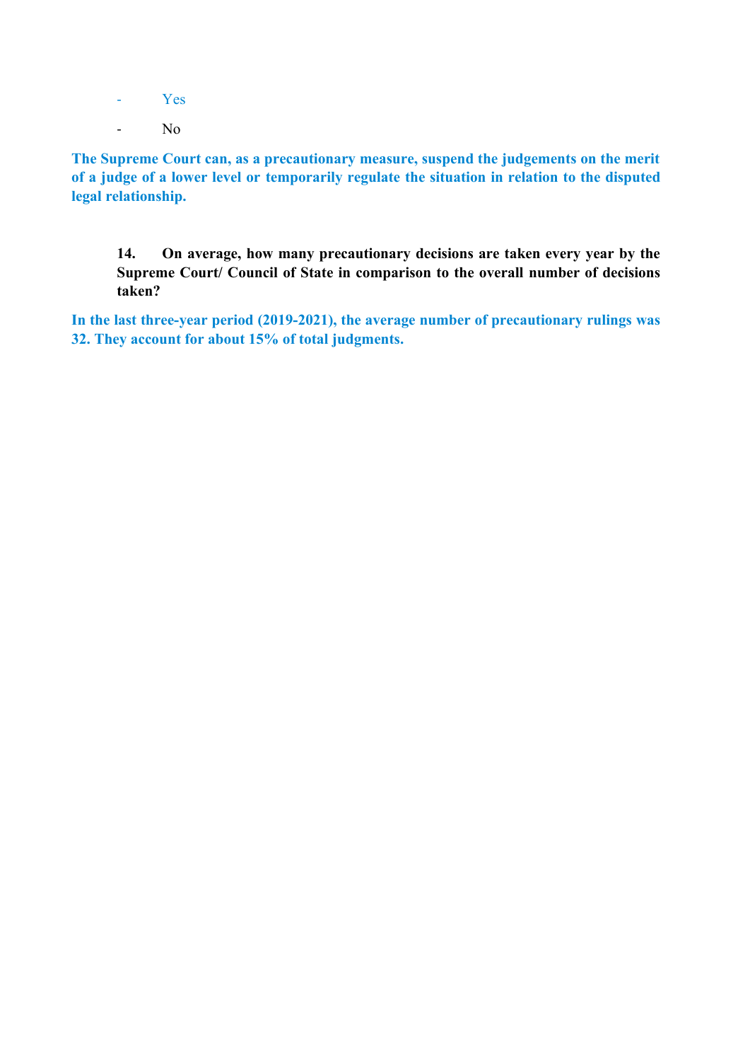- Yes
- No

**The Supreme Court can, as a precautionary measure, suspend the judgements on the merit of a judge of a lower level or temporarily regulate the situation in relation to the disputed legal relationship.**

**14. On average, how many precautionary decisions are taken every year by the Supreme Court/ Council of State in comparison to the overall number of decisions taken?**

**In the last three-year period (2019-2021), the average number of precautionary rulings was 32. They account for about 15% of total judgments.**